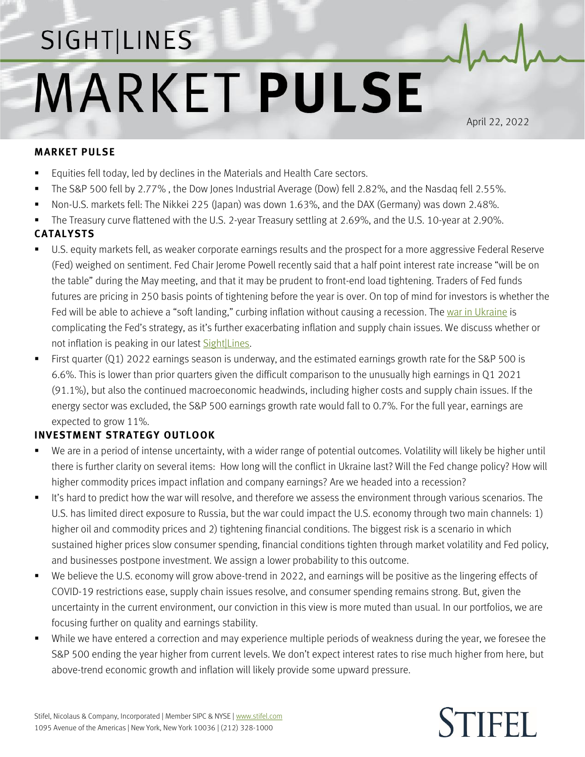# SIGHT|LINES MARKET PULSE

April 22, 2022

## MARKET PULSE

- Equities fell today, led by declines in the Materials and Health Care sectors.
- The S&P 500 fell by 2.77% , the Dow Jones Industrial Average (Dow) fell 2.82%, and the Nasdaq fell 2.55%.
- Non-U.S. markets fell: The Nikkei 225 (Japan) was down 1.63%, and the DAX (Germany) was down 2.48%.
- The Treasury curve flattened with the U.S. 2-year Treasury settling at 2.69%, and the U.S. 10-year at 2.90%.

## CATALYSTS

- U.S. equity markets fell, as weaker corporate earnings results and the prospect for a more aggressive Federal Reserve (Fed) weighed on sentiment. Fed Chair Jerome Powell recently said that a half point interest rate increase "will be on the table" during the May meeting, and that it may be prudent to front-end load tightening. Traders of Fed funds futures are pricing in 250 basis points of tightening before the year is over. On top of mind for investors is whether the Fed will be able to achieve a "soft landing," curbing inflation without causing a recession. The war in Ukraine is complicating the Fed's strategy, as it's further exacerbating inflation and supply chain issues. We discuss whether or not inflation is peaking in our latest Sight|Lines.
- First quarter (Q1) 2022 earnings season is underway, and the estimated earnings growth rate for the S&P 500 is 6.6%. This is lower than prior quarters given the difficult comparison to the unusually high earnings in Q1 2021 (91.1%), but also the continued macroeconomic headwinds, including higher costs and supply chain issues. If the energy sector was excluded, the S&P 500 earnings growth rate would fall to 0.7%. For the full year, earnings are expected to grow 11%.

## INVESTMENT STRATEGY OUTLOOK

- We are in a period of intense uncertainty, with a wider range of potential outcomes. Volatility will likely be higher until there is further clarity on several items: How long will the conflict in Ukraine last? Will the Fed change policy? How will higher commodity prices impact inflation and company earnings? Are we headed into a recession?
- It's hard to predict how the war will resolve, and therefore we assess the environment through various scenarios. The U.S. has limited direct exposure to Russia, but the war could impact the U.S. economy through two main channels: 1) higher oil and commodity prices and 2) tightening financial conditions. The biggest risk is a scenario in which sustained higher prices slow consumer spending, financial conditions tighten through market volatility and Fed policy, and businesses postpone investment. We assign a lower probability to this outcome.
- We believe the U.S. economy will grow above-trend in 2022, and earnings will be positive as the lingering effects of COVID-19 restrictions ease, supply chain issues resolve, and consumer spending remains strong. But, given the uncertainty in the current environment, our conviction in this view is more muted than usual. In our portfolios, we are focusing further on quality and earnings stability.
- While we have entered a correction and may experience multiple periods of weakness during the year, we foresee the S&P 500 ending the year higher from current levels. We don't expect interest rates to rise much higher from here, but above-trend economic growth and inflation will likely provide some upward pressure.

Stifel, Nicolaus & Company, Incorporated | Member SIPC & NYSE | www.stifel.com
1095 Avenue of the Americas | New York, New York 10036 | (212) 328-1000

STIFEL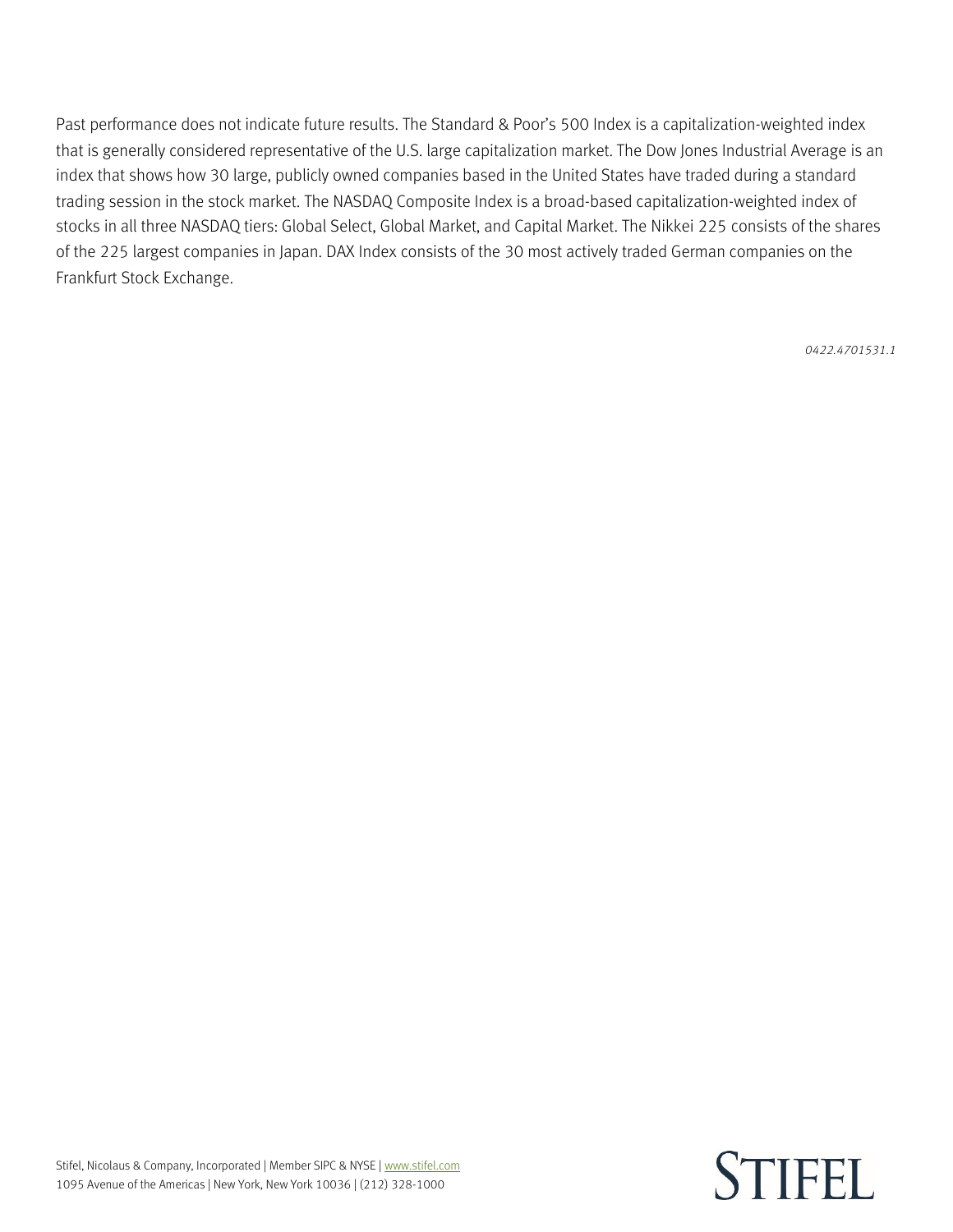Past performance does not indicate future results. The Standard & Poor's 500 Index is a capitalization-weighted index that is generally considered representative of the U.S. large capitalization market. The Dow Jones Industrial Average is an index that shows how 30 large, publicly owned companies based in the United States have traded during a standard trading session in the stock market. The NASDAQ Composite Index is a broad-based capitalization-weighted index of stocks in all three NASDAQ tiers: Global Select, Global Market, and Capital Market. The Nikkei 225 consists of the shares of the 225 largest companies in Japan. DAX Index consists of the 30 most actively traded German companies on the Frankfurt Stock Exchange.

*0422.4701531.1*

Stifel, Nicolaus & Company, Incorporated | Member SIPC & NYSE | www.stifel.com
1095 Avenue of the Americas | New York, New York 10036 | (212) 328-1000

STIFEL